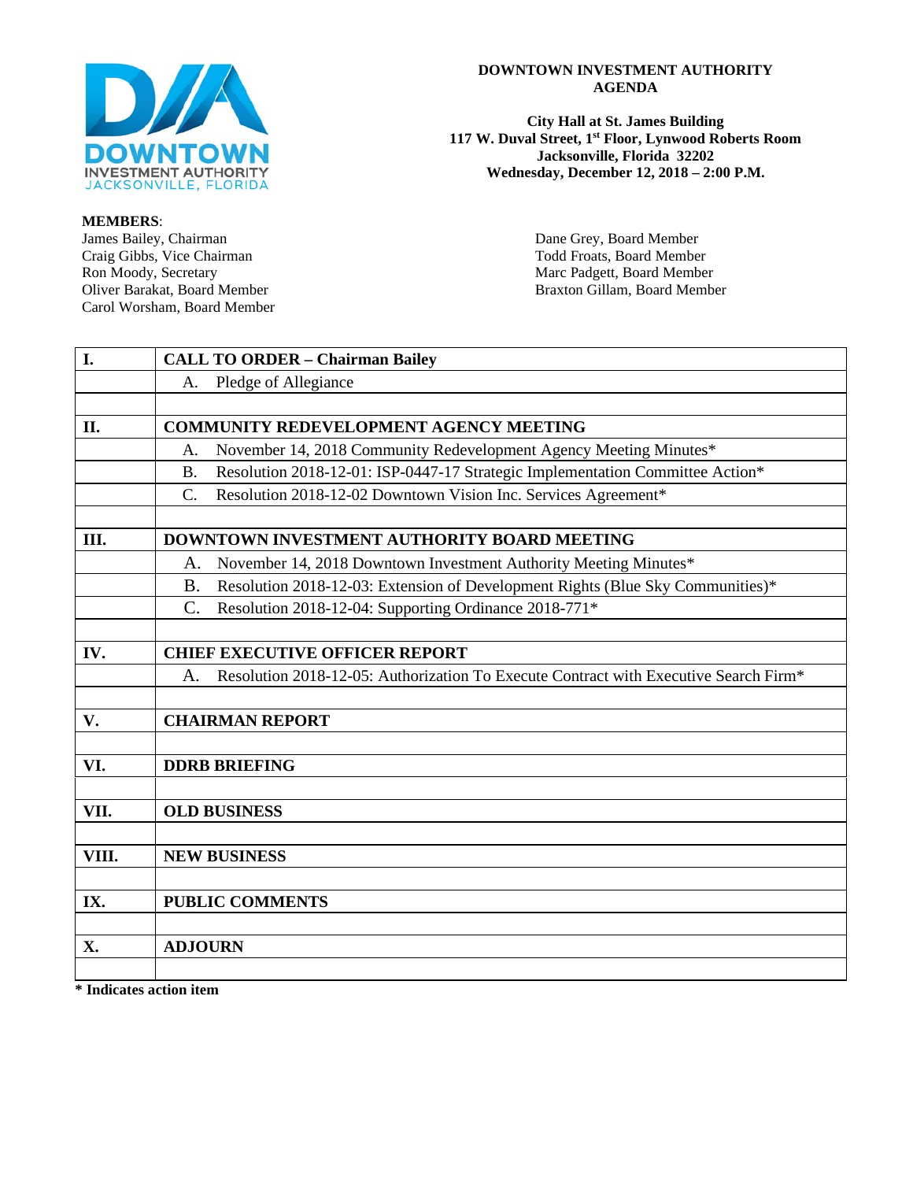# DOWNTOWN INVESTMENT AUTHORITY AGENDA

**City Hall at St. James Building**
**117 W. Duval Street, 1st Floor, Lynwood Roberts Room**
**Jacksonville, Florida 32202**
**Wednesday, December 12, 2018 – 2:00 P.M.**

**MEMBERS**:

James Bailey, Chairman
Craig Gibbs, Vice Chairman
Ron Moody, Secretary
Oliver Barakat, Board Member
Carol Worsham, Board Member
Dane Grey, Board Member
Todd Froats, Board Member
Marc Padgett, Board Member
Braxton Gillam, Board Member

| | |
|---|---|
| **I.** | **CALL TO ORDER – Chairman Bailey** |
| | A. Pledge of Allegiance |
| | |
| **II.** | **COMMUNITY REDEVELOPMENT AGENCY MEETING** |
| | A. November 14, 2018 Community Redevelopment Agency Meeting Minutes* |
| | B. Resolution 2018-12-01: ISP-0447-17 Strategic Implementation Committee Action* |
| | C. Resolution 2018-12-02 Downtown Vision Inc. Services Agreement* |
| | |
| **III.** | **DOWNTOWN INVESTMENT AUTHORITY BOARD MEETING** |
| | A. November 14, 2018 Downtown Investment Authority Meeting Minutes* |
| | B. Resolution 2018-12-03: Extension of Development Rights (Blue Sky Communities)* |
| | C. Resolution 2018-12-04: Supporting Ordinance 2018-771* |
| | |
| **IV.** | **CHIEF EXECUTIVE OFFICER REPORT** |
| | A. Resolution 2018-12-05: Authorization To Execute Contract with Executive Search Firm* |
| | |
| **V.** | **CHAIRMAN REPORT** |
| | |
| **VI.** | **DDRB BRIEFING** |
| | |
| **VII.** | **OLD BUSINESS** |
| | |
| **VIII.** | **NEW BUSINESS** |
| | |
| **IX.** | **PUBLIC COMMENTS** |
| | |
| **X.** | **ADJOURN** |
| | |

**\* Indicates action item**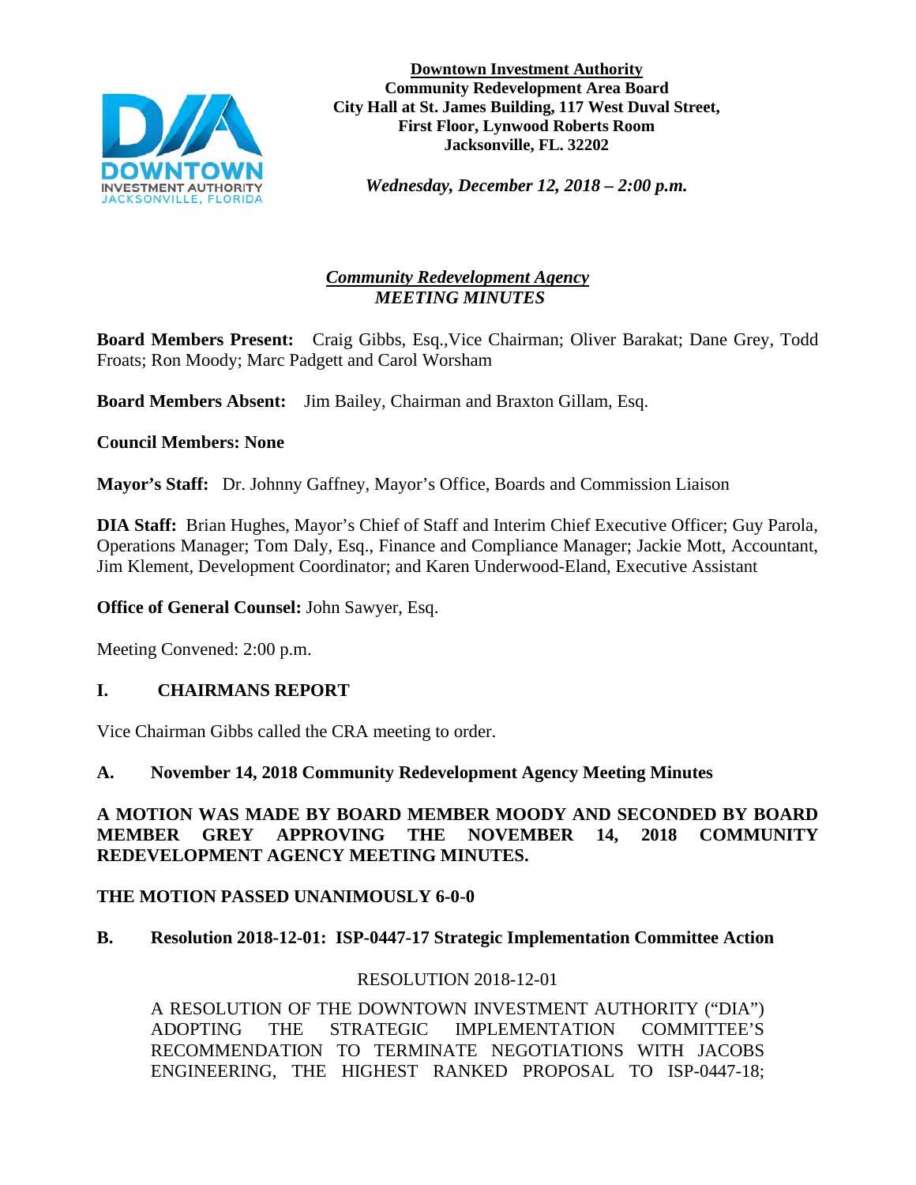**Downtown Investment Authority**
**Community Redevelopment Area Board**
**City Hall at St. James Building, 117 West Duval Street,**
**First Floor, Lynwood Roberts Room**
**Jacksonville, FL. 32202**

*Wednesday, December 12, 2018 – 2:00 p.m.*

## *Community Redevelopment Agency*
## *MEETING MINUTES*

**Board Members Present:** Craig Gibbs, Esq.,Vice Chairman; Oliver Barakat; Dane Grey, Todd Froats; Ron Moody; Marc Padgett and Carol Worsham

**Board Members Absent:** Jim Bailey, Chairman and Braxton Gillam, Esq.

**Council Members: None**

**Mayor's Staff:** Dr. Johnny Gaffney, Mayor's Office, Boards and Commission Liaison

**DIA Staff:** Brian Hughes, Mayor's Chief of Staff and Interim Chief Executive Officer; Guy Parola, Operations Manager; Tom Daly, Esq., Finance and Compliance Manager; Jackie Mott, Accountant, Jim Klement, Development Coordinator; and Karen Underwood-Eland, Executive Assistant

**Office of General Counsel:** John Sawyer, Esq.

Meeting Convened: 2:00 p.m.

## I. CHAIRMANS REPORT

Vice Chairman Gibbs called the CRA meeting to order.

### A. November 14, 2018 Community Redevelopment Agency Meeting Minutes

**A MOTION WAS MADE BY BOARD MEMBER MOODY AND SECONDED BY BOARD MEMBER GREY APPROVING THE NOVEMBER 14, 2018 COMMUNITY REDEVELOPMENT AGENCY MEETING MINUTES.**

**THE MOTION PASSED UNANIMOUSLY 6-0-0**

### B. Resolution 2018-12-01: ISP-0447-17 Strategic Implementation Committee Action

RESOLUTION 2018-12-01

A RESOLUTION OF THE DOWNTOWN INVESTMENT AUTHORITY ("DIA") ADOPTING THE STRATEGIC IMPLEMENTATION COMMITTEE'S RECOMMENDATION TO TERMINATE NEGOTIATIONS WITH JACOBS ENGINEERING, THE HIGHEST RANKED PROPOSAL TO ISP-0447-18;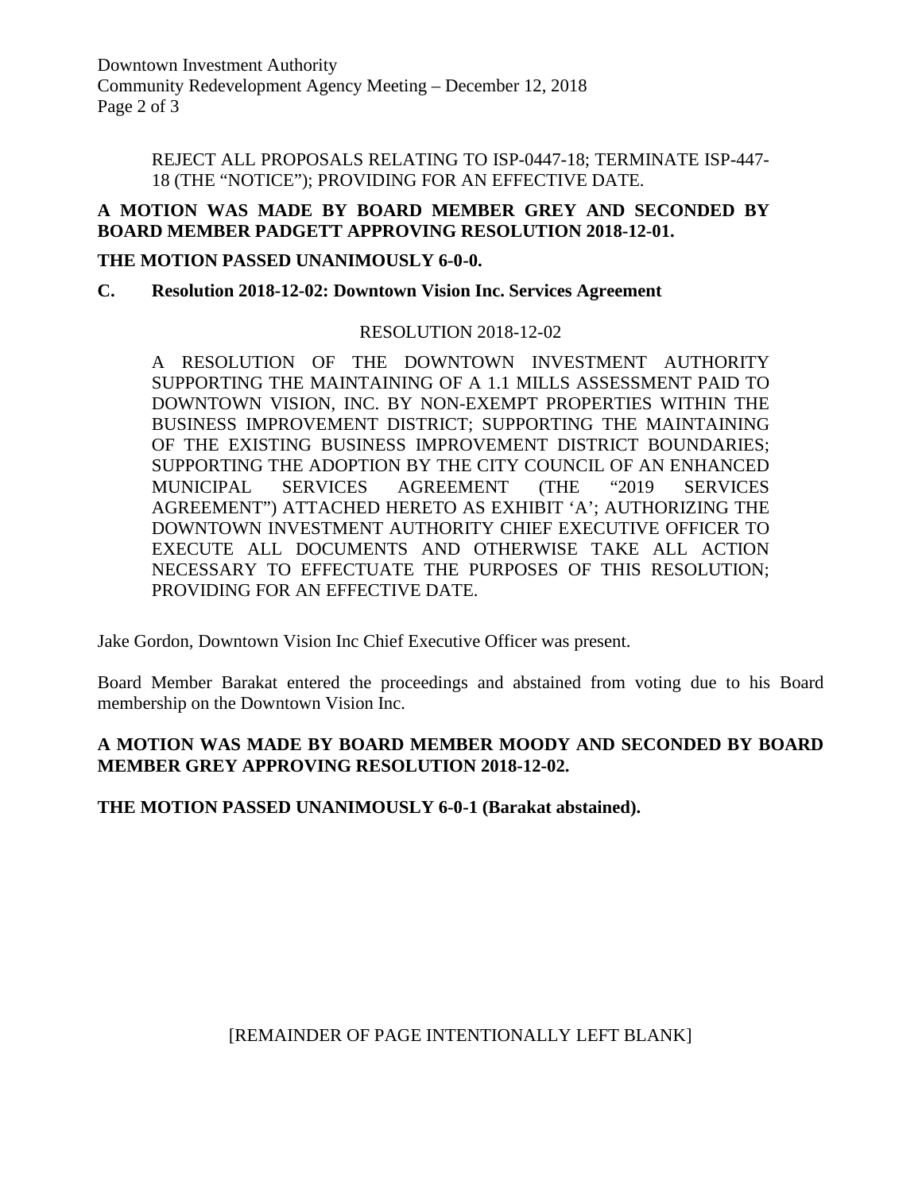REJECT ALL PROPOSALS RELATING TO ISP-0447-18; TERMINATE ISP-447-18 (THE "NOTICE"); PROVIDING FOR AN EFFECTIVE DATE.

**A MOTION WAS MADE BY BOARD MEMBER GREY AND SECONDED BY BOARD MEMBER PADGETT APPROVING RESOLUTION 2018-12-01.**

**THE MOTION PASSED UNANIMOUSLY 6-0-0.**

**C. Resolution 2018-12-02: Downtown Vision Inc. Services Agreement**

RESOLUTION 2018-12-02

A RESOLUTION OF THE DOWNTOWN INVESTMENT AUTHORITY SUPPORTING THE MAINTAINING OF A 1.1 MILLS ASSESSMENT PAID TO DOWNTOWN VISION, INC. BY NON-EXEMPT PROPERTIES WITHIN THE BUSINESS IMPROVEMENT DISTRICT; SUPPORTING THE MAINTAINING OF THE EXISTING BUSINESS IMPROVEMENT DISTRICT BOUNDARIES; SUPPORTING THE ADOPTION BY THE CITY COUNCIL OF AN ENHANCED MUNICIPAL SERVICES AGREEMENT (THE "2019 SERVICES AGREEMENT") ATTACHED HERETO AS EXHIBIT 'A'; AUTHORIZING THE DOWNTOWN INVESTMENT AUTHORITY CHIEF EXECUTIVE OFFICER TO EXECUTE ALL DOCUMENTS AND OTHERWISE TAKE ALL ACTION NECESSARY TO EFFECTUATE THE PURPOSES OF THIS RESOLUTION; PROVIDING FOR AN EFFECTIVE DATE.

Jake Gordon, Downtown Vision Inc Chief Executive Officer was present.

Board Member Barakat entered the proceedings and abstained from voting due to his Board membership on the Downtown Vision Inc.

**A MOTION WAS MADE BY BOARD MEMBER MOODY AND SECONDED BY BOARD MEMBER GREY APPROVING RESOLUTION 2018-12-02.**

**THE MOTION PASSED UNANIMOUSLY 6-0-1 (Barakat abstained).**

[REMAINDER OF PAGE INTENTIONALLY LEFT BLANK]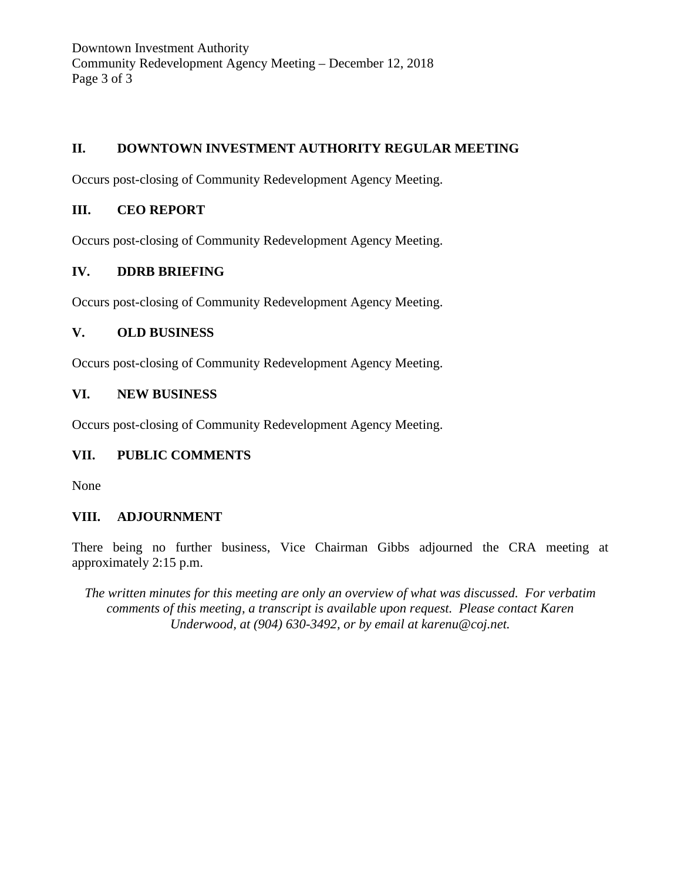## II. DOWNTOWN INVESTMENT AUTHORITY REGULAR MEETING

Occurs post-closing of Community Redevelopment Agency Meeting.

## III. CEO REPORT

Occurs post-closing of Community Redevelopment Agency Meeting.

## IV. DDRB BRIEFING

Occurs post-closing of Community Redevelopment Agency Meeting.

## V. OLD BUSINESS

Occurs post-closing of Community Redevelopment Agency Meeting.

## VI. NEW BUSINESS

Occurs post-closing of Community Redevelopment Agency Meeting.

## VII. PUBLIC COMMENTS

None

## VIII. ADJOURNMENT

There being no further business, Vice Chairman Gibbs adjourned the CRA meeting at approximately 2:15 p.m.

*The written minutes for this meeting are only an overview of what was discussed. For verbatim comments of this meeting, a transcript is available upon request. Please contact Karen Underwood, at (904) 630-3492, or by email at karenu@coj.net.*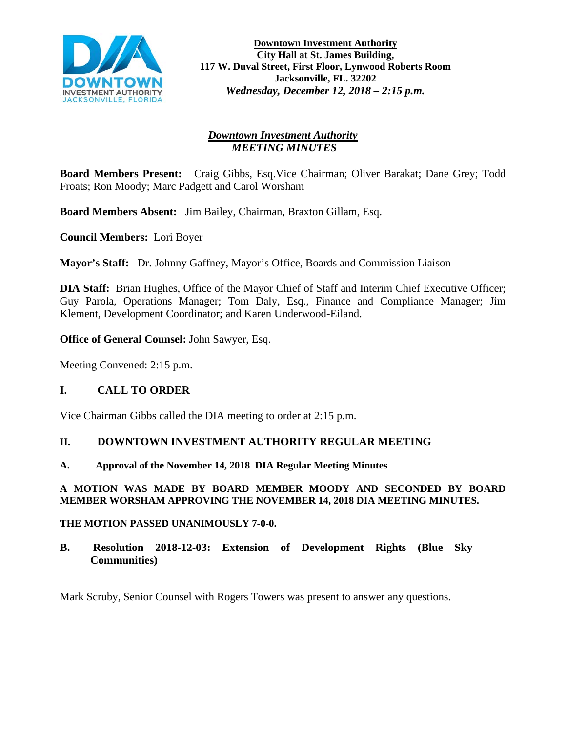**Downtown Investment Authority**
**City Hall at St. James Building,**
**117 W. Duval Street, First Floor, Lynwood Roberts Room**
**Jacksonville, FL. 32202**
***Wednesday, December 12, 2018 – 2:15 p.m.***

***Downtown Investment Authority***
***MEETING MINUTES***

**Board Members Present:** Craig Gibbs, Esq.Vice Chairman; Oliver Barakat; Dane Grey; Todd Froats; Ron Moody; Marc Padgett and Carol Worsham

**Board Members Absent:** Jim Bailey, Chairman, Braxton Gillam, Esq.

**Council Members:** Lori Boyer

**Mayor's Staff:** Dr. Johnny Gaffney, Mayor's Office, Boards and Commission Liaison

**DIA Staff:** Brian Hughes, Office of the Mayor Chief of Staff and Interim Chief Executive Officer; Guy Parola, Operations Manager; Tom Daly, Esq., Finance and Compliance Manager; Jim Klement, Development Coordinator; and Karen Underwood-Eiland.

**Office of General Counsel:** John Sawyer, Esq.

Meeting Convened: 2:15 p.m.

## I. CALL TO ORDER

Vice Chairman Gibbs called the DIA meeting to order at 2:15 p.m.

## II. DOWNTOWN INVESTMENT AUTHORITY REGULAR MEETING

### A. Approval of the November 14, 2018 DIA Regular Meeting Minutes

**A MOTION WAS MADE BY BOARD MEMBER MOODY AND SECONDED BY BOARD MEMBER WORSHAM APPROVING THE NOVEMBER 14, 2018 DIA MEETING MINUTES.**

**THE MOTION PASSED UNANIMOUSLY 7-0-0.**

### B. Resolution 2018-12-03: Extension of Development Rights (Blue Sky Communities)

Mark Scruby, Senior Counsel with Rogers Towers was present to answer any questions.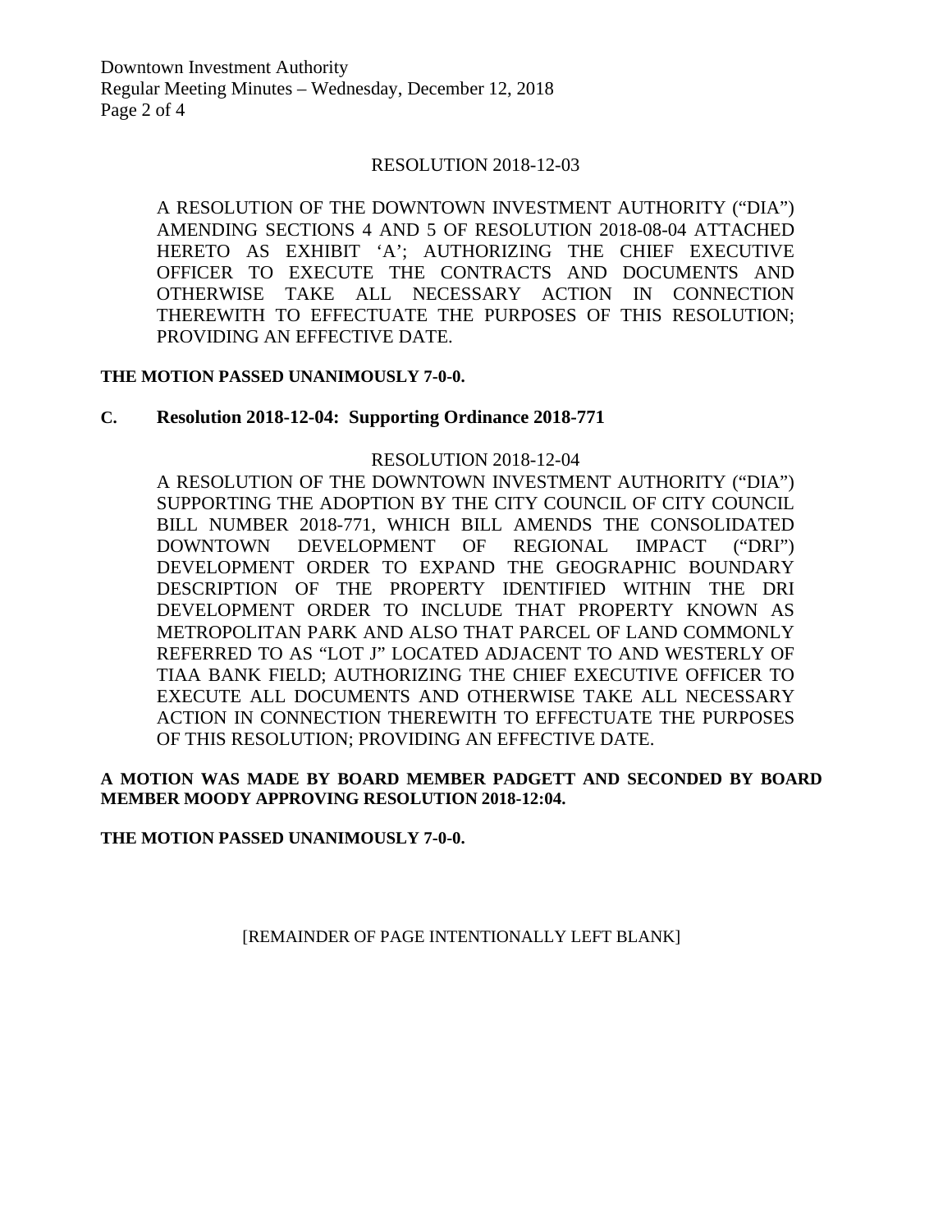RESOLUTION 2018-12-03

A RESOLUTION OF THE DOWNTOWN INVESTMENT AUTHORITY ("DIA") AMENDING SECTIONS 4 AND 5 OF RESOLUTION 2018-08-04 ATTACHED HERETO AS EXHIBIT 'A'; AUTHORIZING THE CHIEF EXECUTIVE OFFICER TO EXECUTE THE CONTRACTS AND DOCUMENTS AND OTHERWISE TAKE ALL NECESSARY ACTION IN CONNECTION THEREWITH TO EFFECTUATE THE PURPOSES OF THIS RESOLUTION; PROVIDING AN EFFECTIVE DATE.

**THE MOTION PASSED UNANIMOUSLY 7-0-0.**

**C. Resolution 2018-12-04: Supporting Ordinance 2018-771**

RESOLUTION 2018-12-04

A RESOLUTION OF THE DOWNTOWN INVESTMENT AUTHORITY ("DIA") SUPPORTING THE ADOPTION BY THE CITY COUNCIL OF CITY COUNCIL BILL NUMBER 2018-771, WHICH BILL AMENDS THE CONSOLIDATED DOWNTOWN DEVELOPMENT OF REGIONAL IMPACT ("DRI") DEVELOPMENT ORDER TO EXPAND THE GEOGRAPHIC BOUNDARY DESCRIPTION OF THE PROPERTY IDENTIFIED WITHIN THE DRI DEVELOPMENT ORDER TO INCLUDE THAT PROPERTY KNOWN AS METROPOLITAN PARK AND ALSO THAT PARCEL OF LAND COMMONLY REFERRED TO AS "LOT J" LOCATED ADJACENT TO AND WESTERLY OF TIAA BANK FIELD; AUTHORIZING THE CHIEF EXECUTIVE OFFICER TO EXECUTE ALL DOCUMENTS AND OTHERWISE TAKE ALL NECESSARY ACTION IN CONNECTION THEREWITH TO EFFECTUATE THE PURPOSES OF THIS RESOLUTION; PROVIDING AN EFFECTIVE DATE.

**A MOTION WAS MADE BY BOARD MEMBER PADGETT AND SECONDED BY BOARD MEMBER MOODY APPROVING RESOLUTION 2018-12:04.**

**THE MOTION PASSED UNANIMOUSLY 7-0-0.**

[REMAINDER OF PAGE INTENTIONALLY LEFT BLANK]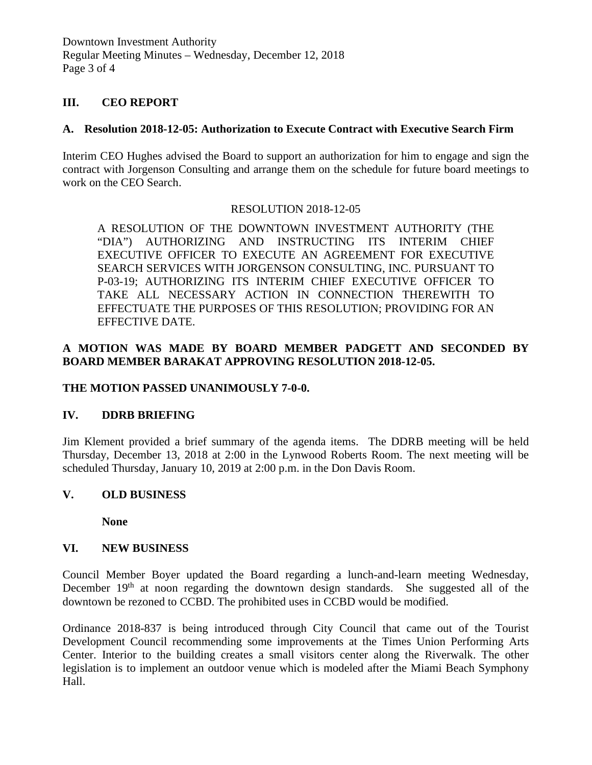## III. CEO REPORT

### A. Resolution 2018-12-05: Authorization to Execute Contract with Executive Search Firm

Interim CEO Hughes advised the Board to support an authorization for him to engage and sign the contract with Jorgenson Consulting and arrange them on the schedule for future board meetings to work on the CEO Search.

RESOLUTION 2018-12-05

A RESOLUTION OF THE DOWNTOWN INVESTMENT AUTHORITY (THE "DIA") AUTHORIZING AND INSTRUCTING ITS INTERIM CHIEF EXECUTIVE OFFICER TO EXECUTE AN AGREEMENT FOR EXECUTIVE SEARCH SERVICES WITH JORGENSON CONSULTING, INC. PURSUANT TO P-03-19; AUTHORIZING ITS INTERIM CHIEF EXECUTIVE OFFICER TO TAKE ALL NECESSARY ACTION IN CONNECTION THEREWITH TO EFFECTUATE THE PURPOSES OF THIS RESOLUTION; PROVIDING FOR AN EFFECTIVE DATE.

**A MOTION WAS MADE BY BOARD MEMBER PADGETT AND SECONDED BY BOARD MEMBER BARAKAT APPROVING RESOLUTION 2018-12-05.**

**THE MOTION PASSED UNANIMOUSLY 7-0-0.**

## IV. DDRB BRIEFING

Jim Klement provided a brief summary of the agenda items. The DDRB meeting will be held Thursday, December 13, 2018 at 2:00 in the Lynwood Roberts Room. The next meeting will be scheduled Thursday, January 10, 2019 at 2:00 p.m. in the Don Davis Room.

## V. OLD BUSINESS

**None**

## VI. NEW BUSINESS

Council Member Boyer updated the Board regarding a lunch-and-learn meeting Wednesday, December 19th at noon regarding the downtown design standards. She suggested all of the downtown be rezoned to CCBD. The prohibited uses in CCBD would be modified.

Ordinance 2018-837 is being introduced through City Council that came out of the Tourist Development Council recommending some improvements at the Times Union Performing Arts Center. Interior to the building creates a small visitors center along the Riverwalk. The other legislation is to implement an outdoor venue which is modeled after the Miami Beach Symphony Hall.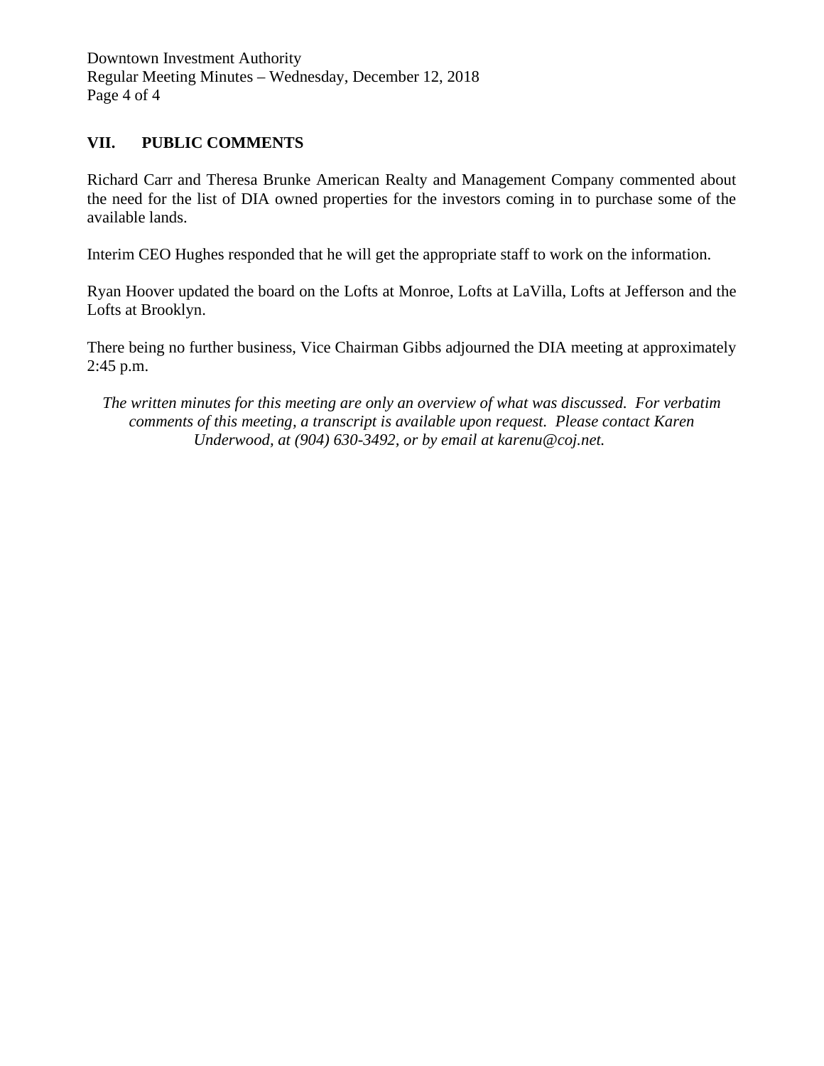## VII. PUBLIC COMMENTS

Richard Carr and Theresa Brunke American Realty and Management Company commented about the need for the list of DIA owned properties for the investors coming in to purchase some of the available lands.

Interim CEO Hughes responded that he will get the appropriate staff to work on the information.

Ryan Hoover updated the board on the Lofts at Monroe, Lofts at LaVilla, Lofts at Jefferson and the Lofts at Brooklyn.

There being no further business, Vice Chairman Gibbs adjourned the DIA meeting at approximately 2:45 p.m.

*The written minutes for this meeting are only an overview of what was discussed. For verbatim comments of this meeting, a transcript is available upon request. Please contact Karen Underwood, at (904) 630-3492, or by email at karenu@coj.net.*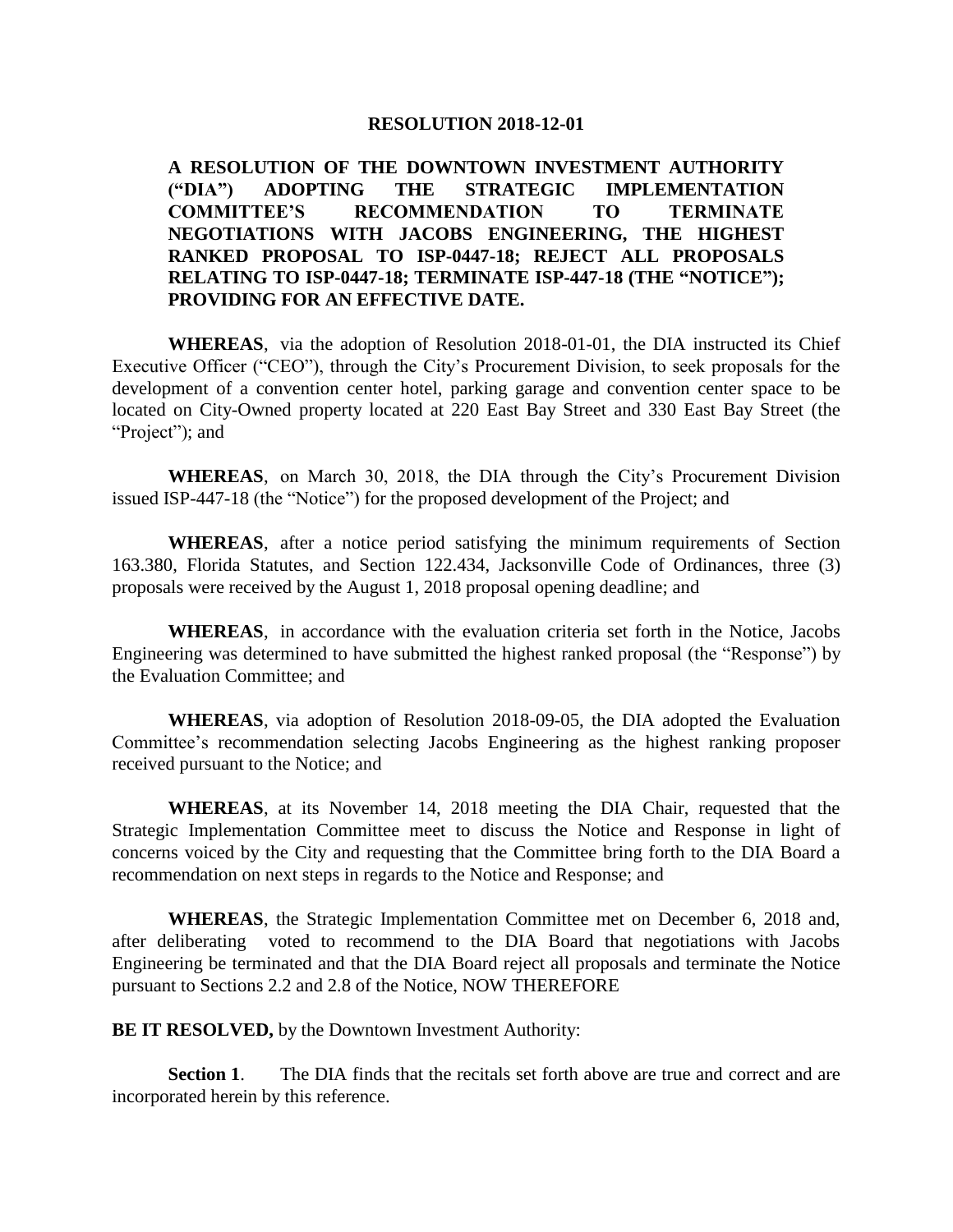**RESOLUTION 2018-12-01**

**A RESOLUTION OF THE DOWNTOWN INVESTMENT AUTHORITY ("DIA") ADOPTING THE STRATEGIC IMPLEMENTATION COMMITTEE'S RECOMMENDATION TO TERMINATE NEGOTIATIONS WITH JACOBS ENGINEERING, THE HIGHEST RANKED PROPOSAL TO ISP-0447-18; REJECT ALL PROPOSALS RELATING TO ISP-0447-18; TERMINATE ISP-447-18 (THE "NOTICE"); PROVIDING FOR AN EFFECTIVE DATE.**

**WHEREAS**, via the adoption of Resolution 2018-01-01, the DIA instructed its Chief Executive Officer ("CEO"), through the City's Procurement Division, to seek proposals for the development of a convention center hotel, parking garage and convention center space to be located on City-Owned property located at 220 East Bay Street and 330 East Bay Street (the "Project"); and

**WHEREAS**, on March 30, 2018, the DIA through the City's Procurement Division issued ISP-447-18 (the "Notice") for the proposed development of the Project; and

**WHEREAS**, after a notice period satisfying the minimum requirements of Section 163.380, Florida Statutes, and Section 122.434, Jacksonville Code of Ordinances, three (3) proposals were received by the August 1, 2018 proposal opening deadline; and

**WHEREAS**, in accordance with the evaluation criteria set forth in the Notice, Jacobs Engineering was determined to have submitted the highest ranked proposal (the "Response") by the Evaluation Committee; and

**WHEREAS**, via adoption of Resolution 2018-09-05, the DIA adopted the Evaluation Committee's recommendation selecting Jacobs Engineering as the highest ranking proposer received pursuant to the Notice; and

**WHEREAS**, at its November 14, 2018 meeting the DIA Chair, requested that the Strategic Implementation Committee meet to discuss the Notice and Response in light of concerns voiced by the City and requesting that the Committee bring forth to the DIA Board a recommendation on next steps in regards to the Notice and Response; and

**WHEREAS**, the Strategic Implementation Committee met on December 6, 2018 and, after deliberating voted to recommend to the DIA Board that negotiations with Jacobs Engineering be terminated and that the DIA Board reject all proposals and terminate the Notice pursuant to Sections 2.2 and 2.8 of the Notice, NOW THEREFORE

**BE IT RESOLVED,** by the Downtown Investment Authority:

**Section 1**. The DIA finds that the recitals set forth above are true and correct and are incorporated herein by this reference.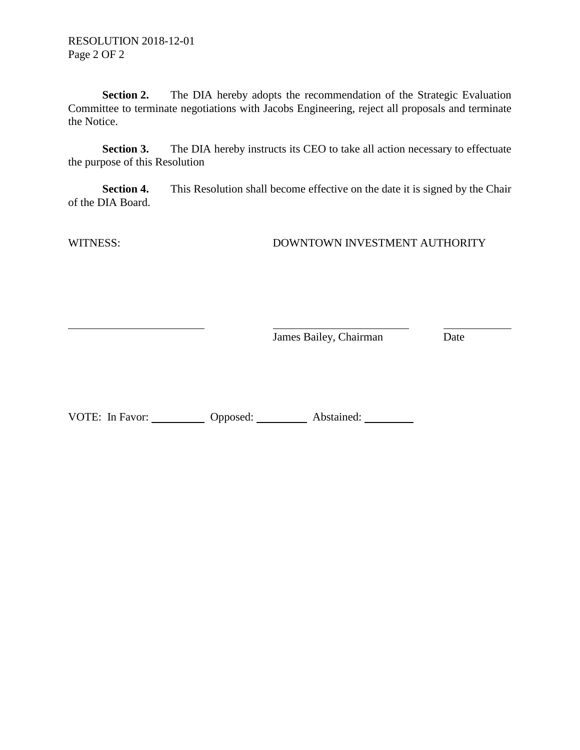**Section 2.** The DIA hereby adopts the recommendation of the Strategic Evaluation Committee to terminate negotiations with Jacobs Engineering, reject all proposals and terminate the Notice.

**Section 3.** The DIA hereby instructs its CEO to take all action necessary to effectuate the purpose of this Resolution

**Section 4.** This Resolution shall become effective on the date it is signed by the Chair of the DIA Board.

WITNESS: DOWNTOWN INVESTMENT AUTHORITY

\_\_\_\_\_\_\_\_\_\_\_\_\_\_\_\_\_\_\_\_\_\_\_\_ \_\_\_\_\_\_\_\_\_\_\_\_\_\_\_\_\_\_\_\_\_\_\_\_ \_\_\_\_\_\_\_\_\_\_\_\_

James Bailey, Chairman Date

VOTE: In Favor: \_\_\_\_\_\_\_\_\_ Opposed: \_\_\_\_\_\_\_\_\_ Abstained: \_\_\_\_\_\_\_\_\_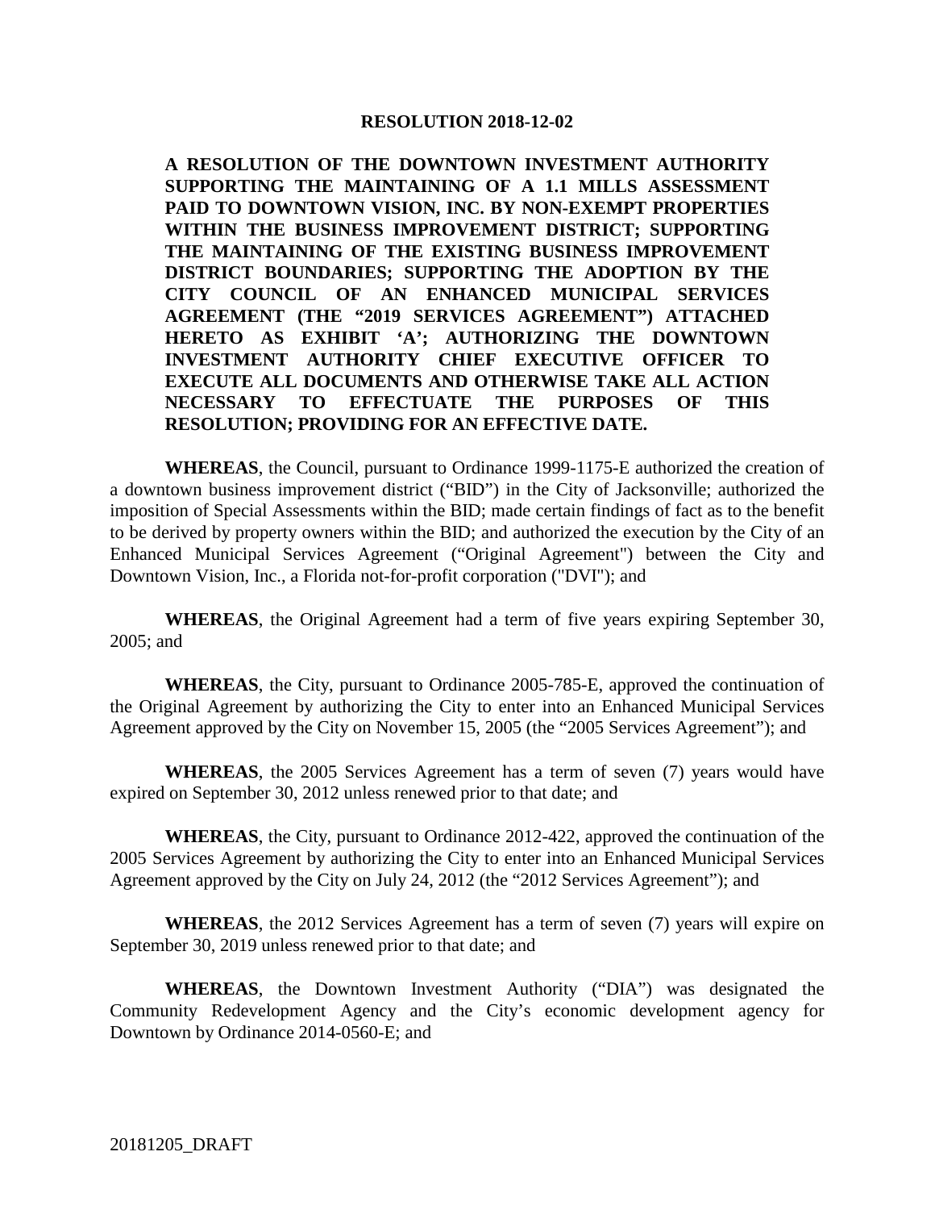**RESOLUTION 2018-12-02**

**A RESOLUTION OF THE DOWNTOWN INVESTMENT AUTHORITY SUPPORTING THE MAINTAINING OF A 1.1 MILLS ASSESSMENT PAID TO DOWNTOWN VISION, INC. BY NON-EXEMPT PROPERTIES WITHIN THE BUSINESS IMPROVEMENT DISTRICT; SUPPORTING THE MAINTAINING OF THE EXISTING BUSINESS IMPROVEMENT DISTRICT BOUNDARIES; SUPPORTING THE ADOPTION BY THE CITY COUNCIL OF AN ENHANCED MUNICIPAL SERVICES AGREEMENT (THE "2019 SERVICES AGREEMENT") ATTACHED HERETO AS EXHIBIT 'A'; AUTHORIZING THE DOWNTOWN INVESTMENT AUTHORITY CHIEF EXECUTIVE OFFICER TO EXECUTE ALL DOCUMENTS AND OTHERWISE TAKE ALL ACTION NECESSARY TO EFFECTUATE THE PURPOSES OF THIS RESOLUTION; PROVIDING FOR AN EFFECTIVE DATE.**

**WHEREAS**, the Council, pursuant to Ordinance 1999-1175-E authorized the creation of a downtown business improvement district ("BID") in the City of Jacksonville; authorized the imposition of Special Assessments within the BID; made certain findings of fact as to the benefit to be derived by property owners within the BID; and authorized the execution by the City of an Enhanced Municipal Services Agreement ("Original Agreement") between the City and Downtown Vision, Inc., a Florida not-for-profit corporation ("DVI"); and

**WHEREAS**, the Original Agreement had a term of five years expiring September 30, 2005; and

**WHEREAS**, the City, pursuant to Ordinance 2005-785-E, approved the continuation of the Original Agreement by authorizing the City to enter into an Enhanced Municipal Services Agreement approved by the City on November 15, 2005 (the "2005 Services Agreement"); and

**WHEREAS**, the 2005 Services Agreement has a term of seven (7) years would have expired on September 30, 2012 unless renewed prior to that date; and

**WHEREAS**, the City, pursuant to Ordinance 2012-422, approved the continuation of the 2005 Services Agreement by authorizing the City to enter into an Enhanced Municipal Services Agreement approved by the City on July 24, 2012 (the "2012 Services Agreement"); and

**WHEREAS**, the 2012 Services Agreement has a term of seven (7) years will expire on September 30, 2019 unless renewed prior to that date; and

**WHEREAS**, the Downtown Investment Authority ("DIA") was designated the Community Redevelopment Agency and the City's economic development agency for Downtown by Ordinance 2014-0560-E; and

20181205_DRAFT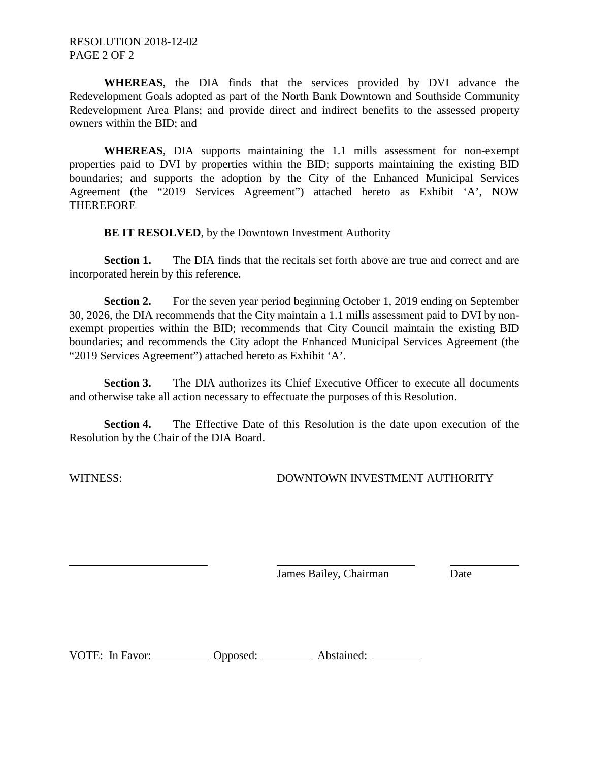**WHEREAS**, the DIA finds that the services provided by DVI advance the Redevelopment Goals adopted as part of the North Bank Downtown and Southside Community Redevelopment Area Plans; and provide direct and indirect benefits to the assessed property owners within the BID; and

**WHEREAS**, DIA supports maintaining the 1.1 mills assessment for non-exempt properties paid to DVI by properties within the BID; supports maintaining the existing BID boundaries; and supports the adoption by the City of the Enhanced Municipal Services Agreement (the "2019 Services Agreement") attached hereto as Exhibit 'A', NOW THEREFORE

**BE IT RESOLVED**, by the Downtown Investment Authority

**Section 1.** The DIA finds that the recitals set forth above are true and correct and are incorporated herein by this reference.

**Section 2.** For the seven year period beginning October 1, 2019 ending on September 30, 2026, the DIA recommends that the City maintain a 1.1 mills assessment paid to DVI by non-exempt properties within the BID; recommends that City Council maintain the existing BID boundaries; and recommends the City adopt the Enhanced Municipal Services Agreement (the "2019 Services Agreement") attached hereto as Exhibit 'A'.

**Section 3.** The DIA authorizes its Chief Executive Officer to execute all documents and otherwise take all action necessary to effectuate the purposes of this Resolution.

**Section 4.** The Effective Date of this Resolution is the date upon execution of the Resolution by the Chair of the DIA Board.

WITNESS: DOWNTOWN INVESTMENT AUTHORITY

\_\_\_\_\_\_\_\_\_\_\_\_\_\_\_\_\_\_\_\_\_\_\_\_ \_\_\_\_\_\_\_\_\_\_\_\_\_\_\_\_\_\_\_\_\_\_\_\_ \_\_\_\_\_\_\_\_\_\_\_\_

James Bailey, Chairman Date

VOTE: In Favor: \_\_\_\_\_\_\_\_\_ Opposed: \_\_\_\_\_\_\_\_\_ Abstained: \_\_\_\_\_\_\_\_\_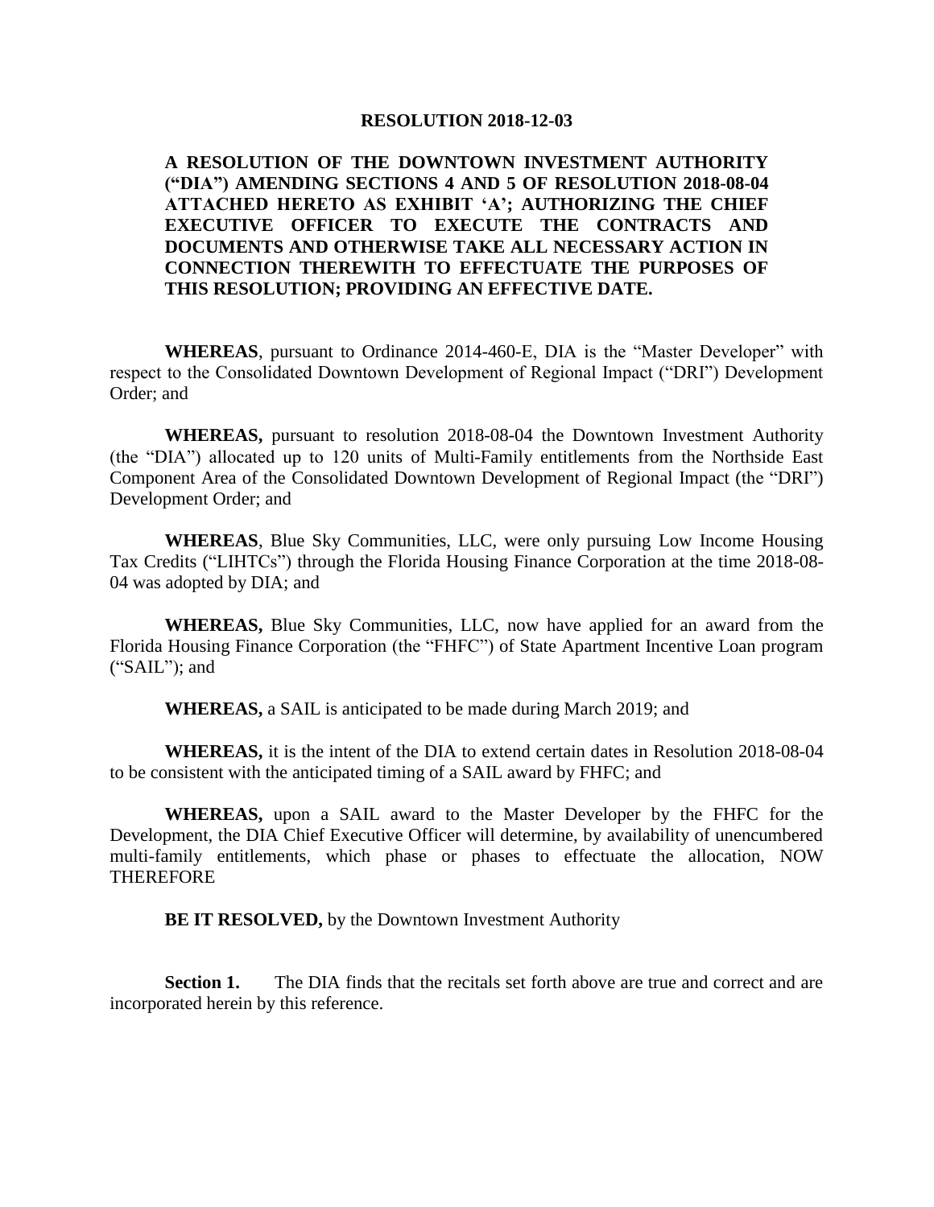**RESOLUTION 2018-12-03**

**A RESOLUTION OF THE DOWNTOWN INVESTMENT AUTHORITY ("DIA") AMENDING SECTIONS 4 AND 5 OF RESOLUTION 2018-08-04 ATTACHED HERETO AS EXHIBIT 'A'; AUTHORIZING THE CHIEF EXECUTIVE OFFICER TO EXECUTE THE CONTRACTS AND DOCUMENTS AND OTHERWISE TAKE ALL NECESSARY ACTION IN CONNECTION THEREWITH TO EFFECTUATE THE PURPOSES OF THIS RESOLUTION; PROVIDING AN EFFECTIVE DATE.**

**WHEREAS**, pursuant to Ordinance 2014-460-E, DIA is the "Master Developer" with respect to the Consolidated Downtown Development of Regional Impact ("DRI") Development Order; and

**WHEREAS,** pursuant to resolution 2018-08-04 the Downtown Investment Authority (the "DIA") allocated up to 120 units of Multi-Family entitlements from the Northside East Component Area of the Consolidated Downtown Development of Regional Impact (the "DRI") Development Order; and

**WHEREAS**, Blue Sky Communities, LLC, were only pursuing Low Income Housing Tax Credits ("LIHTCs") through the Florida Housing Finance Corporation at the time 2018-08-04 was adopted by DIA; and

**WHEREAS,** Blue Sky Communities, LLC, now have applied for an award from the Florida Housing Finance Corporation (the "FHFC") of State Apartment Incentive Loan program ("SAIL"); and

**WHEREAS,** a SAIL is anticipated to be made during March 2019; and

**WHEREAS,** it is the intent of the DIA to extend certain dates in Resolution 2018-08-04 to be consistent with the anticipated timing of a SAIL award by FHFC; and

**WHEREAS,** upon a SAIL award to the Master Developer by the FHFC for the Development, the DIA Chief Executive Officer will determine, by availability of unencumbered multi-family entitlements, which phase or phases to effectuate the allocation, NOW THEREFORE

**BE IT RESOLVED,** by the Downtown Investment Authority

**Section 1.** The DIA finds that the recitals set forth above are true and correct and are incorporated herein by this reference.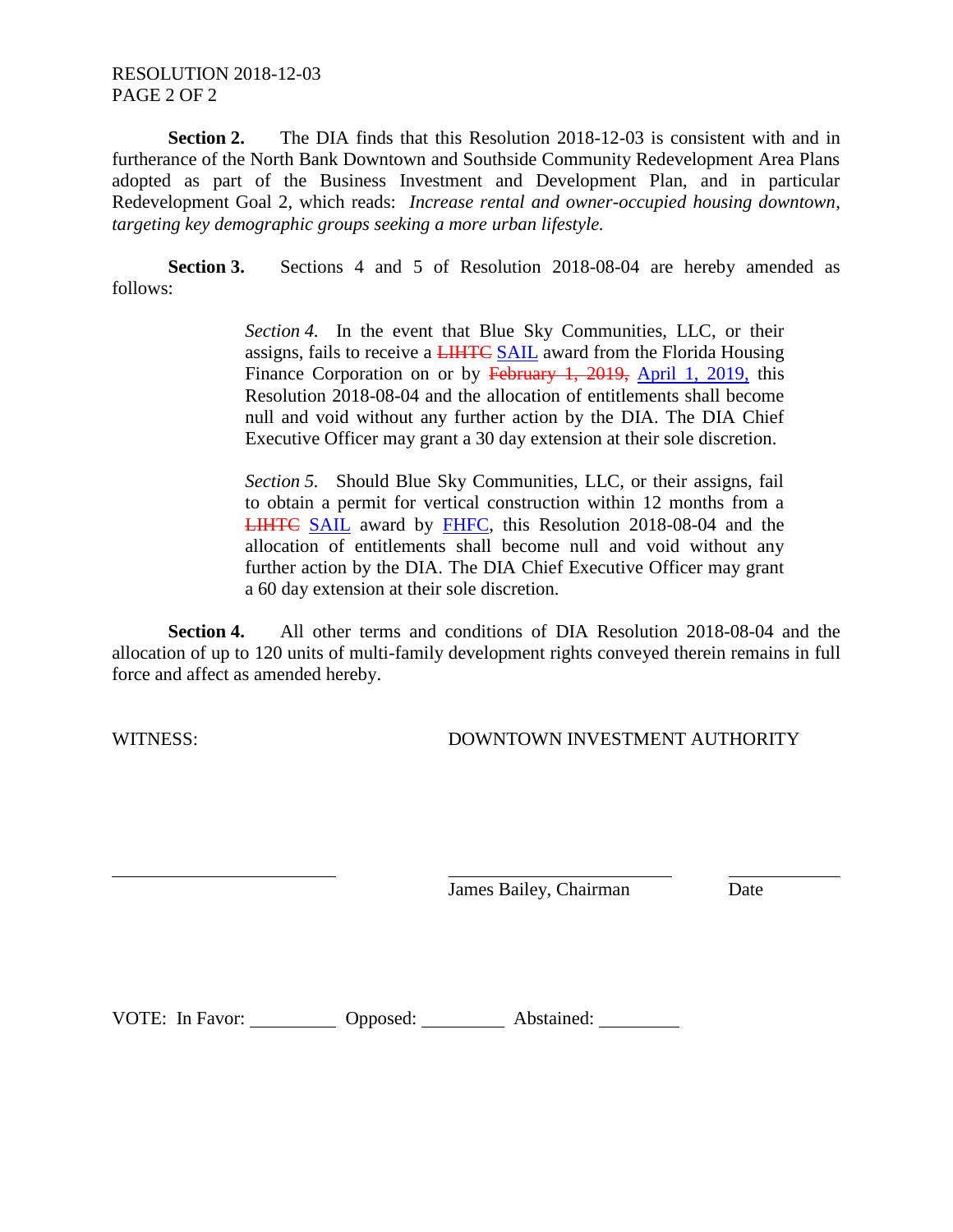**Section 2.** The DIA finds that this Resolution 2018-12-03 is consistent with and in furtherance of the North Bank Downtown and Southside Community Redevelopment Area Plans adopted as part of the Business Investment and Development Plan, and in particular Redevelopment Goal 2, which reads: *Increase rental and owner-occupied housing downtown, targeting key demographic groups seeking a more urban lifestyle.*

**Section 3.** Sections 4 and 5 of Resolution 2018-08-04 are hereby amended as follows:

> *Section 4.* In the event that Blue Sky Communities, LLC, or their assigns, fails to receive a ~~LIHTC~~ <u>SAIL</u> award from the Florida Housing Finance Corporation on or by ~~February 1, 2019,~~ <u>April 1, 2019,</u> this Resolution 2018-08-04 and the allocation of entitlements shall become null and void without any further action by the DIA. The DIA Chief Executive Officer may grant a 30 day extension at their sole discretion.
>
> *Section 5.* Should Blue Sky Communities, LLC, or their assigns, fail to obtain a permit for vertical construction within 12 months from a ~~LIHTC~~ <u>SAIL</u> award by <u>FHFC</u>, this Resolution 2018-08-04 and the allocation of entitlements shall become null and void without any further action by the DIA. The DIA Chief Executive Officer may grant a 60 day extension at their sole discretion.

**Section 4.** All other terms and conditions of DIA Resolution 2018-08-04 and the allocation of up to 120 units of multi-family development rights conveyed therein remains in full force and affect as amended hereby.

WITNESS: DOWNTOWN INVESTMENT AUTHORITY

\_\_\_\_\_\_\_\_\_\_\_\_\_\_\_\_\_\_\_\_\_\_\_\_ \_\_\_\_\_\_\_\_\_\_\_\_\_\_\_\_\_\_\_\_\_\_\_\_ \_\_\_\_\_\_\_\_\_\_\_\_

James Bailey, Chairman Date

VOTE: In Favor: \_\_\_\_\_\_\_\_\_ Opposed: \_\_\_\_\_\_\_\_\_ Abstained: \_\_\_\_\_\_\_\_\_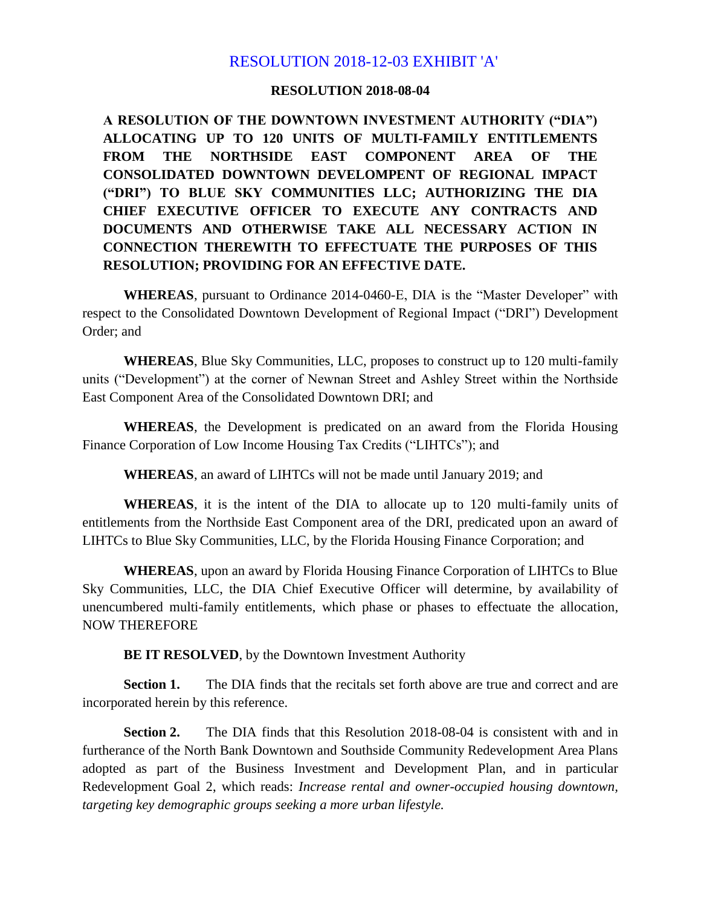RESOLUTION 2018-12-03 EXHIBIT 'A'

**RESOLUTION 2018-08-04**

**A RESOLUTION OF THE DOWNTOWN INVESTMENT AUTHORITY ("DIA") ALLOCATING UP TO 120 UNITS OF MULTI-FAMILY ENTITLEMENTS FROM THE NORTHSIDE EAST COMPONENT AREA OF THE CONSOLIDATED DOWNTOWN DEVELOMPENT OF REGIONAL IMPACT ("DRI") TO BLUE SKY COMMUNITIES LLC; AUTHORIZING THE DIA CHIEF EXECUTIVE OFFICER TO EXECUTE ANY CONTRACTS AND DOCUMENTS AND OTHERWISE TAKE ALL NECESSARY ACTION IN CONNECTION THEREWITH TO EFFECTUATE THE PURPOSES OF THIS RESOLUTION; PROVIDING FOR AN EFFECTIVE DATE.**

**WHEREAS**, pursuant to Ordinance 2014-0460-E, DIA is the "Master Developer" with respect to the Consolidated Downtown Development of Regional Impact ("DRI") Development Order; and

**WHEREAS**, Blue Sky Communities, LLC, proposes to construct up to 120 multi-family units ("Development") at the corner of Newnan Street and Ashley Street within the Northside East Component Area of the Consolidated Downtown DRI; and

**WHEREAS**, the Development is predicated on an award from the Florida Housing Finance Corporation of Low Income Housing Tax Credits ("LIHTCs"); and

**WHEREAS**, an award of LIHTCs will not be made until January 2019; and

**WHEREAS**, it is the intent of the DIA to allocate up to 120 multi-family units of entitlements from the Northside East Component area of the DRI, predicated upon an award of LIHTCs to Blue Sky Communities, LLC, by the Florida Housing Finance Corporation; and

**WHEREAS**, upon an award by Florida Housing Finance Corporation of LIHTCs to Blue Sky Communities, LLC, the DIA Chief Executive Officer will determine, by availability of unencumbered multi-family entitlements, which phase or phases to effectuate the allocation, NOW THEREFORE

**BE IT RESOLVED**, by the Downtown Investment Authority

**Section 1.** The DIA finds that the recitals set forth above are true and correct and are incorporated herein by this reference.

**Section 2.** The DIA finds that this Resolution 2018-08-04 is consistent with and in furtherance of the North Bank Downtown and Southside Community Redevelopment Area Plans adopted as part of the Business Investment and Development Plan, and in particular Redevelopment Goal 2, which reads: *Increase rental and owner-occupied housing downtown, targeting key demographic groups seeking a more urban lifestyle.*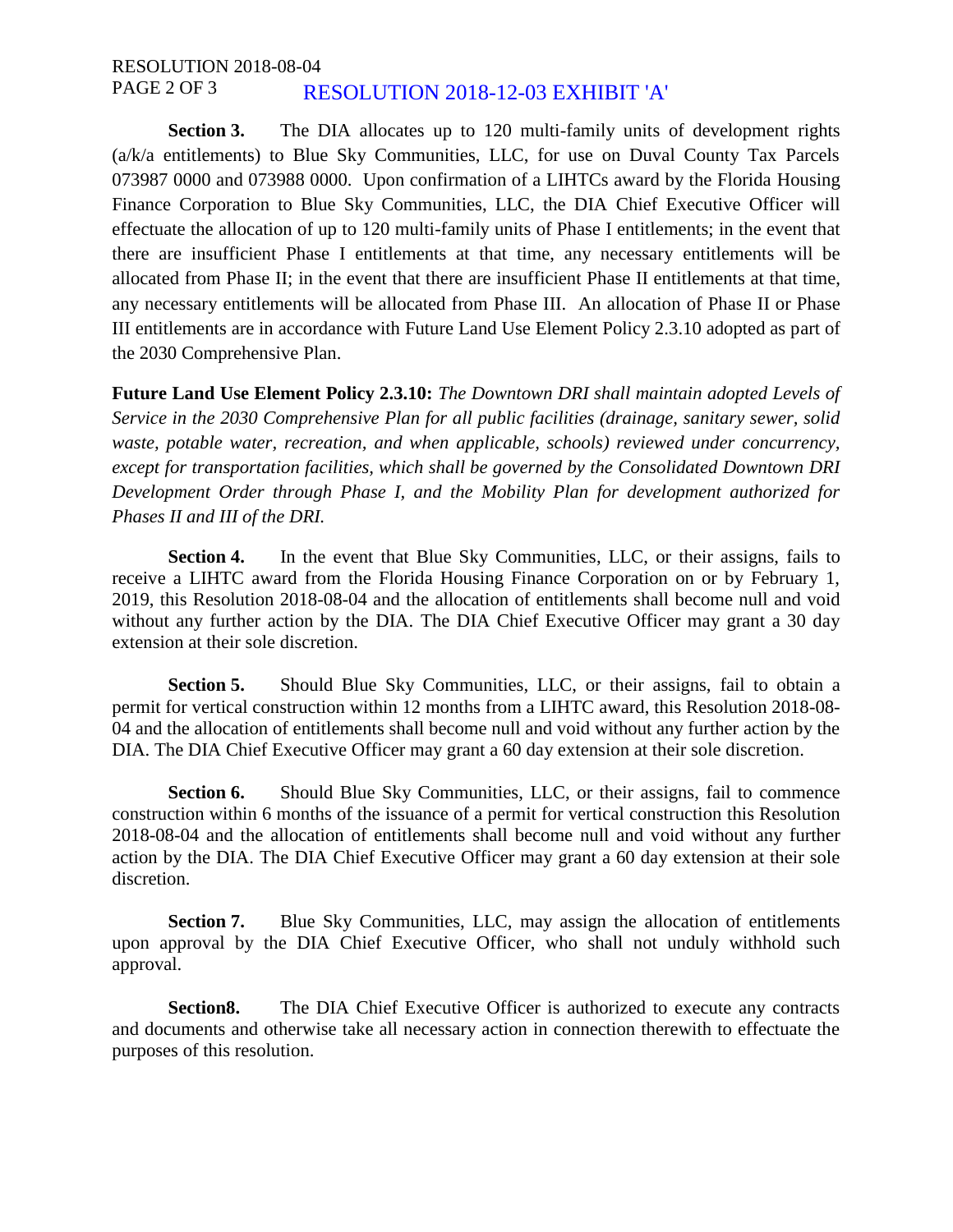RESOLUTION 2018-12-03 EXHIBIT 'A'

**Section 3.** The DIA allocates up to 120 multi-family units of development rights (a/k/a entitlements) to Blue Sky Communities, LLC, for use on Duval County Tax Parcels 073987 0000 and 073988 0000. Upon confirmation of a LIHTCs award by the Florida Housing Finance Corporation to Blue Sky Communities, LLC, the DIA Chief Executive Officer will effectuate the allocation of up to 120 multi-family units of Phase I entitlements; in the event that there are insufficient Phase I entitlements at that time, any necessary entitlements will be allocated from Phase II; in the event that there are insufficient Phase II entitlements at that time, any necessary entitlements will be allocated from Phase III. An allocation of Phase II or Phase III entitlements are in accordance with Future Land Use Element Policy 2.3.10 adopted as part of the 2030 Comprehensive Plan.

**Future Land Use Element Policy 2.3.10:** *The Downtown DRI shall maintain adopted Levels of Service in the 2030 Comprehensive Plan for all public facilities (drainage, sanitary sewer, solid waste, potable water, recreation, and when applicable, schools) reviewed under concurrency, except for transportation facilities, which shall be governed by the Consolidated Downtown DRI Development Order through Phase I, and the Mobility Plan for development authorized for Phases II and III of the DRI.*

**Section 4.** In the event that Blue Sky Communities, LLC, or their assigns, fails to receive a LIHTC award from the Florida Housing Finance Corporation on or by February 1, 2019, this Resolution 2018-08-04 and the allocation of entitlements shall become null and void without any further action by the DIA. The DIA Chief Executive Officer may grant a 30 day extension at their sole discretion.

**Section 5.** Should Blue Sky Communities, LLC, or their assigns, fail to obtain a permit for vertical construction within 12 months from a LIHTC award, this Resolution 2018-08-04 and the allocation of entitlements shall become null and void without any further action by the DIA. The DIA Chief Executive Officer may grant a 60 day extension at their sole discretion.

**Section 6.** Should Blue Sky Communities, LLC, or their assigns, fail to commence construction within 6 months of the issuance of a permit for vertical construction this Resolution 2018-08-04 and the allocation of entitlements shall become null and void without any further action by the DIA. The DIA Chief Executive Officer may grant a 60 day extension at their sole discretion.

**Section 7.** Blue Sky Communities, LLC, may assign the allocation of entitlements upon approval by the DIA Chief Executive Officer, who shall not unduly withhold such approval.

**Section8.** The DIA Chief Executive Officer is authorized to execute any contracts and documents and otherwise take all necessary action in connection therewith to effectuate the purposes of this resolution.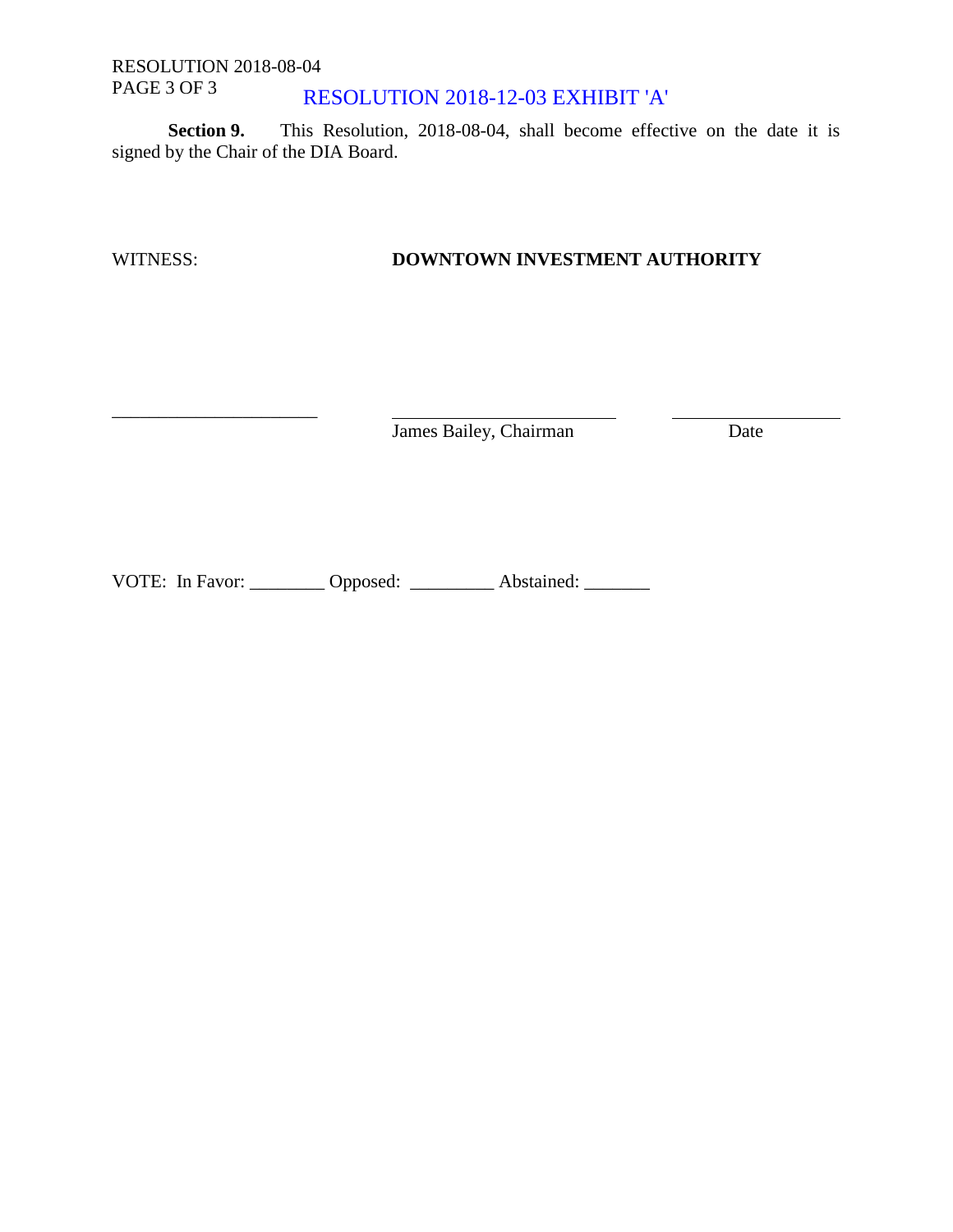RESOLUTION 2018-12-03 EXHIBIT 'A'

**Section 9.** This Resolution, 2018-08-04, shall become effective on the date it is signed by the Chair of the DIA Board.

WITNESS: **DOWNTOWN INVESTMENT AUTHORITY**

______________________ ________________________ ____________________
James Bailey, Chairman Date

VOTE: In Favor: ________ Opposed: _________ Abstained: _______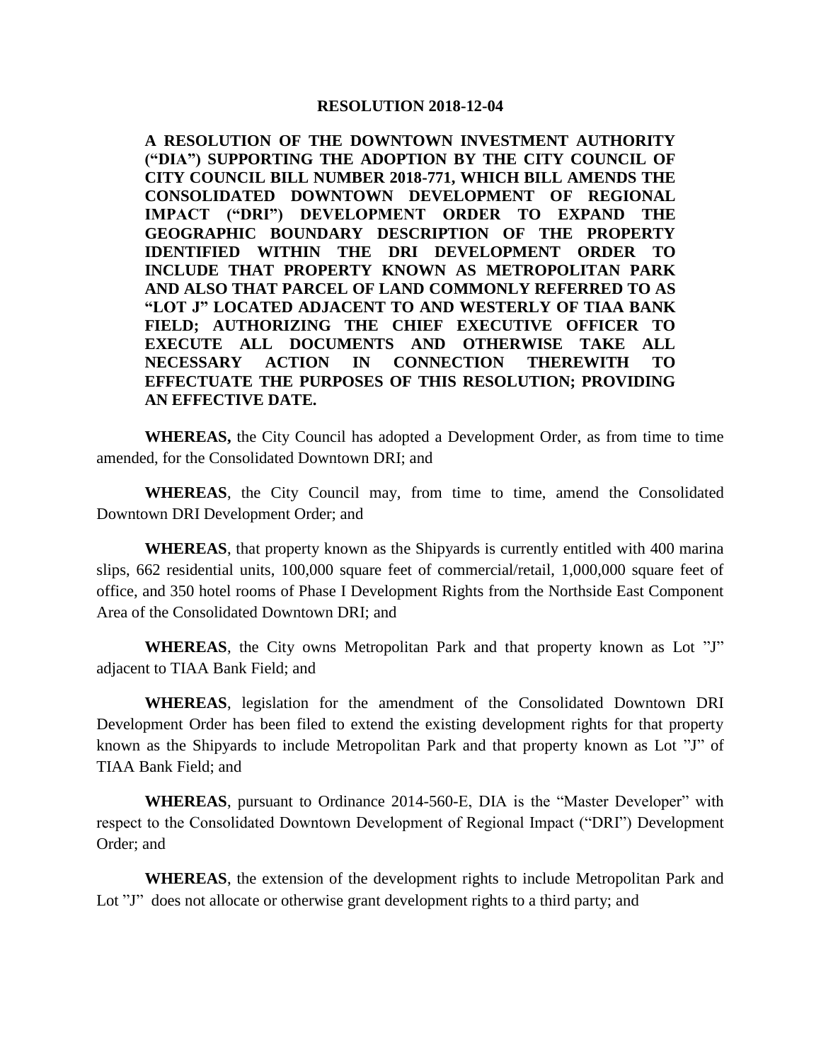**RESOLUTION 2018-12-04**

**A RESOLUTION OF THE DOWNTOWN INVESTMENT AUTHORITY ("DIA") SUPPORTING THE ADOPTION BY THE CITY COUNCIL OF CITY COUNCIL BILL NUMBER 2018-771, WHICH BILL AMENDS THE CONSOLIDATED DOWNTOWN DEVELOPMENT OF REGIONAL IMPACT ("DRI") DEVELOPMENT ORDER TO EXPAND THE GEOGRAPHIC BOUNDARY DESCRIPTION OF THE PROPERTY IDENTIFIED WITHIN THE DRI DEVELOPMENT ORDER TO INCLUDE THAT PROPERTY KNOWN AS METROPOLITAN PARK AND ALSO THAT PARCEL OF LAND COMMONLY REFERRED TO AS "LOT J" LOCATED ADJACENT TO AND WESTERLY OF TIAA BANK FIELD; AUTHORIZING THE CHIEF EXECUTIVE OFFICER TO EXECUTE ALL DOCUMENTS AND OTHERWISE TAKE ALL NECESSARY ACTION IN CONNECTION THEREWITH TO EFFECTUATE THE PURPOSES OF THIS RESOLUTION; PROVIDING AN EFFECTIVE DATE.**

**WHEREAS,** the City Council has adopted a Development Order, as from time to time amended, for the Consolidated Downtown DRI; and

**WHEREAS**, the City Council may, from time to time, amend the Consolidated Downtown DRI Development Order; and

**WHEREAS**, that property known as the Shipyards is currently entitled with 400 marina slips, 662 residential units, 100,000 square feet of commercial/retail, 1,000,000 square feet of office, and 350 hotel rooms of Phase I Development Rights from the Northside East Component Area of the Consolidated Downtown DRI; and

**WHEREAS**, the City owns Metropolitan Park and that property known as Lot "J" adjacent to TIAA Bank Field; and

**WHEREAS**, legislation for the amendment of the Consolidated Downtown DRI Development Order has been filed to extend the existing development rights for that property known as the Shipyards to include Metropolitan Park and that property known as Lot "J" of TIAA Bank Field; and

**WHEREAS**, pursuant to Ordinance 2014-560-E, DIA is the "Master Developer" with respect to the Consolidated Downtown Development of Regional Impact ("DRI") Development Order; and

**WHEREAS**, the extension of the development rights to include Metropolitan Park and Lot "J" does not allocate or otherwise grant development rights to a third party; and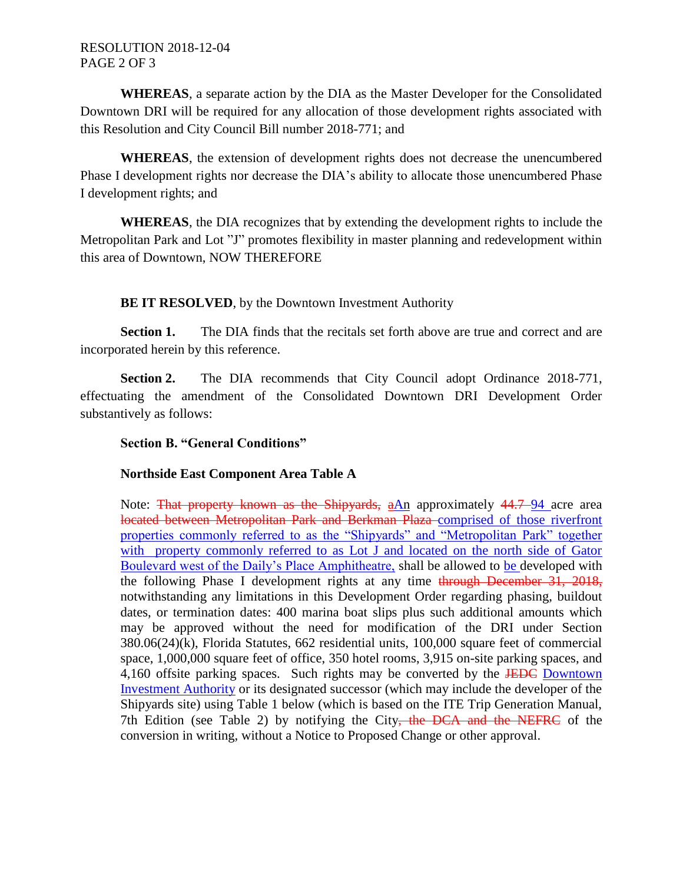**WHEREAS**, a separate action by the DIA as the Master Developer for the Consolidated Downtown DRI will be required for any allocation of those development rights associated with this Resolution and City Council Bill number 2018-771; and

**WHEREAS**, the extension of development rights does not decrease the unencumbered Phase I development rights nor decrease the DIA's ability to allocate those unencumbered Phase I development rights; and

**WHEREAS**, the DIA recognizes that by extending the development rights to include the Metropolitan Park and Lot "J" promotes flexibility in master planning and redevelopment within this area of Downtown, NOW THEREFORE

**BE IT RESOLVED**, by the Downtown Investment Authority

**Section 1.** The DIA finds that the recitals set forth above are true and correct and are incorporated herein by this reference.

**Section 2.** The DIA recommends that City Council adopt Ordinance 2018-771, effectuating the amendment of the Consolidated Downtown DRI Development Order substantively as follows:

**Section B. "General Conditions"**

**Northside East Component Area Table A**

Note: ~~That property known as the Shipyards,~~ ~~a~~<u>A</u>n approximately ~~44.7~~ <u>94</u> acre area ~~located between Metropolitan Park and Berkman Plaza~~ <u>comprised of those riverfront properties commonly referred to as the "Shipyards" and "Metropolitan Park" together with property commonly referred to as Lot J and located on the north side of Gator Boulevard west of the Daily's Place Amphitheatre,</u> shall be allowed to <u>be</u> developed with the following Phase I development rights at any time ~~through December 31, 2018,~~ notwithstanding any limitations in this Development Order regarding phasing, buildout dates, or termination dates: 400 marina boat slips plus such additional amounts which may be approved without the need for modification of the DRI under Section 380.06(24)(k), Florida Statutes, 662 residential units, 100,000 square feet of commercial space, 1,000,000 square feet of office, 350 hotel rooms, 3,915 on-site parking spaces, and 4,160 offsite parking spaces. Such rights may be converted by the ~~JEDC~~ <u>Downtown Investment Authority</u> or its designated successor (which may include the developer of the Shipyards site) using Table 1 below (which is based on the ITE Trip Generation Manual, 7th Edition (see Table 2) by notifying the City~~, the DCA and the NEFRC~~ of the conversion in writing, without a Notice to Proposed Change or other approval.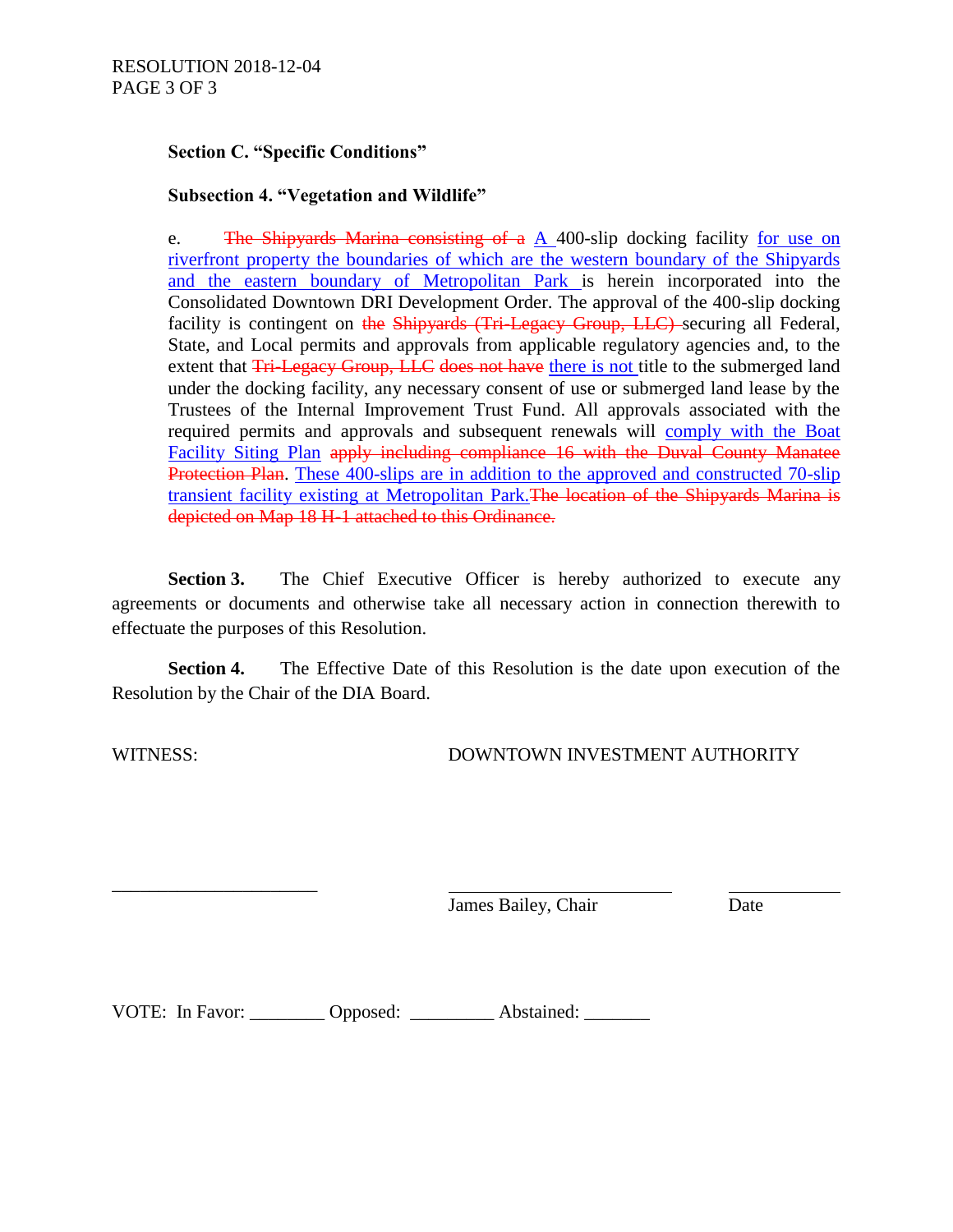**Section C. "Specific Conditions"**

**Subsection 4. "Vegetation and Wildlife"**

e. ~~The Shipyards Marina consisting of a~~ A 400-slip docking facility for use on riverfront property the boundaries of which are the western boundary of the Shipyards and the eastern boundary of Metropolitan Park is herein incorporated into the Consolidated Downtown DRI Development Order. The approval of the 400-slip docking facility is contingent on ~~the~~ ~~Shipyards (Tri-Legacy Group, LLC)~~ securing all Federal, State, and Local permits and approvals from applicable regulatory agencies and, to the extent that ~~Tri-Legacy Group, LLC~~ ~~does not have~~ there is not title to the submerged land under the docking facility, any necessary consent of use or submerged land lease by the Trustees of the Internal Improvement Trust Fund. All approvals associated with the required permits and approvals and subsequent renewals will comply with the Boat Facility Siting Plan ~~apply including compliance 16 with the Duval County Manatee Protection Plan~~. These 400-slips are in addition to the approved and constructed 70-slip transient facility existing at Metropolitan Park.~~The location of the Shipyards Marina is depicted on Map 18 H-1 attached to this Ordinance.~~

**Section 3.** The Chief Executive Officer is hereby authorized to execute any agreements or documents and otherwise take all necessary action in connection therewith to effectuate the purposes of this Resolution.

**Section 4.** The Effective Date of this Resolution is the date upon execution of the Resolution by the Chair of the DIA Board.

WITNESS: DOWNTOWN INVESTMENT AUTHORITY

______________________ ________________________ ____________

James Bailey, Chair Date

VOTE: In Favor: ________ Opposed: _________ Abstained: _______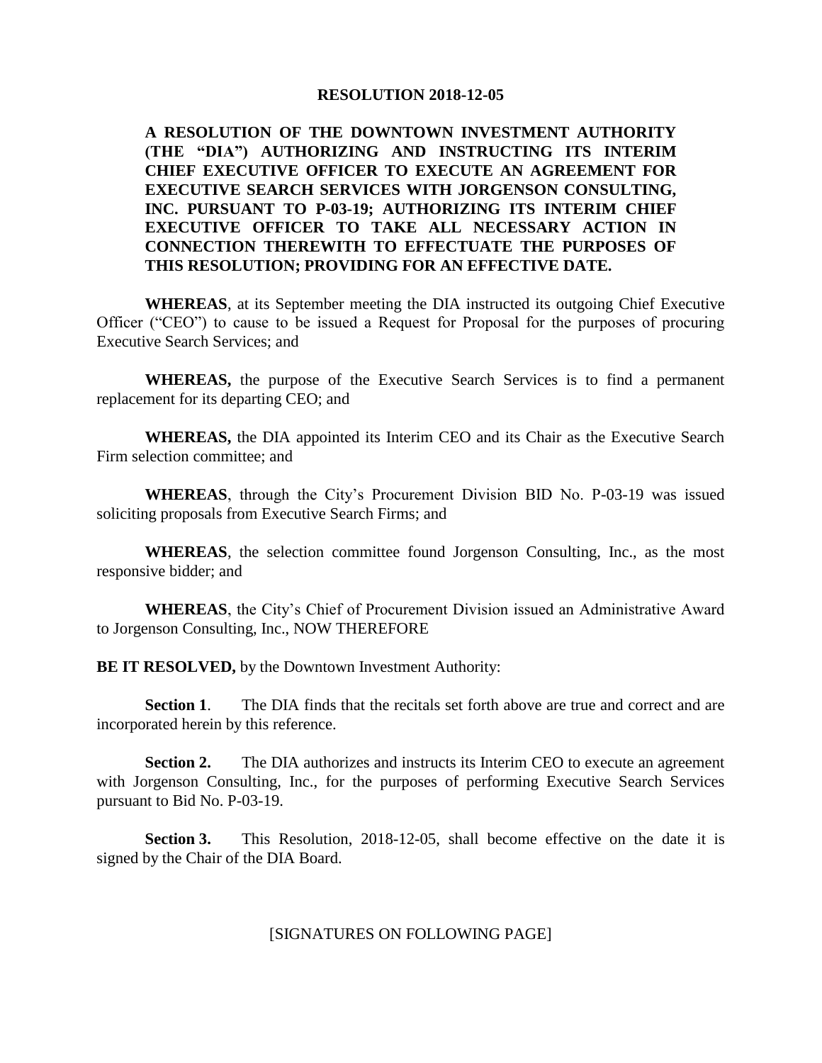# RESOLUTION 2018-12-05

**A RESOLUTION OF THE DOWNTOWN INVESTMENT AUTHORITY (THE "DIA") AUTHORIZING AND INSTRUCTING ITS INTERIM CHIEF EXECUTIVE OFFICER TO EXECUTE AN AGREEMENT FOR EXECUTIVE SEARCH SERVICES WITH JORGENSON CONSULTING, INC. PURSUANT TO P-03-19; AUTHORIZING ITS INTERIM CHIEF EXECUTIVE OFFICER TO TAKE ALL NECESSARY ACTION IN CONNECTION THEREWITH TO EFFECTUATE THE PURPOSES OF THIS RESOLUTION; PROVIDING FOR AN EFFECTIVE DATE.**

**WHEREAS**, at its September meeting the DIA instructed its outgoing Chief Executive Officer ("CEO") to cause to be issued a Request for Proposal for the purposes of procuring Executive Search Services; and

**WHEREAS,** the purpose of the Executive Search Services is to find a permanent replacement for its departing CEO; and

**WHEREAS,** the DIA appointed its Interim CEO and its Chair as the Executive Search Firm selection committee; and

**WHEREAS**, through the City's Procurement Division BID No. P-03-19 was issued soliciting proposals from Executive Search Firms; and

**WHEREAS**, the selection committee found Jorgenson Consulting, Inc., as the most responsive bidder; and

**WHEREAS**, the City's Chief of Procurement Division issued an Administrative Award to Jorgenson Consulting, Inc., NOW THEREFORE

**BE IT RESOLVED,** by the Downtown Investment Authority:

**Section 1**. The DIA finds that the recitals set forth above are true and correct and are incorporated herein by this reference.

**Section 2.** The DIA authorizes and instructs its Interim CEO to execute an agreement with Jorgenson Consulting, Inc., for the purposes of performing Executive Search Services pursuant to Bid No. P-03-19.

**Section 3.** This Resolution, 2018-12-05, shall become effective on the date it is signed by the Chair of the DIA Board.

[SIGNATURES ON FOLLOWING PAGE]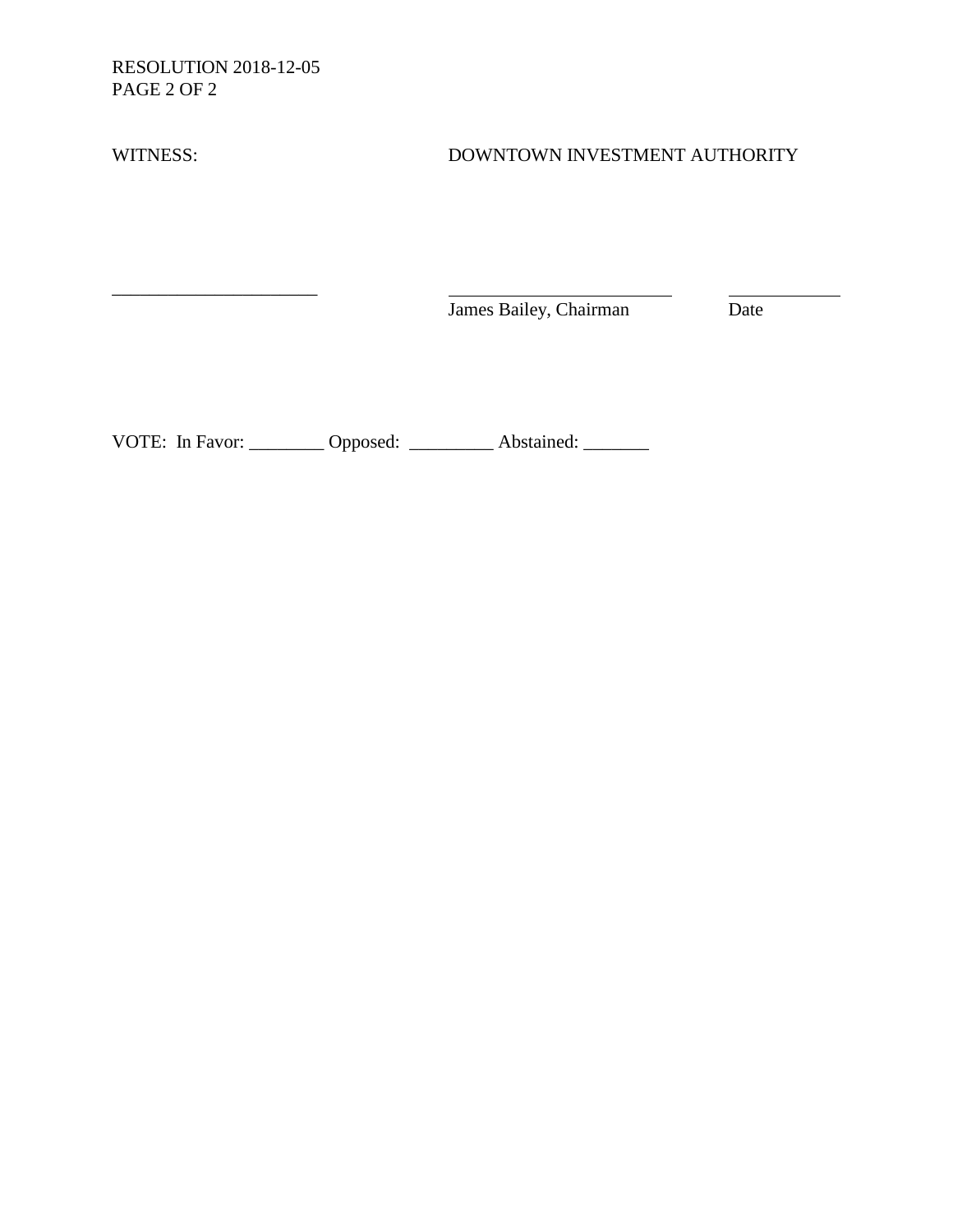RESOLUTION 2018-12-05
PAGE 2 OF 2

WITNESS: DOWNTOWN INVESTMENT AUTHORITY

______________________ ________________________ ____________
James Bailey, Chairman Date

VOTE: In Favor: ________ Opposed: _________ Abstained: _______